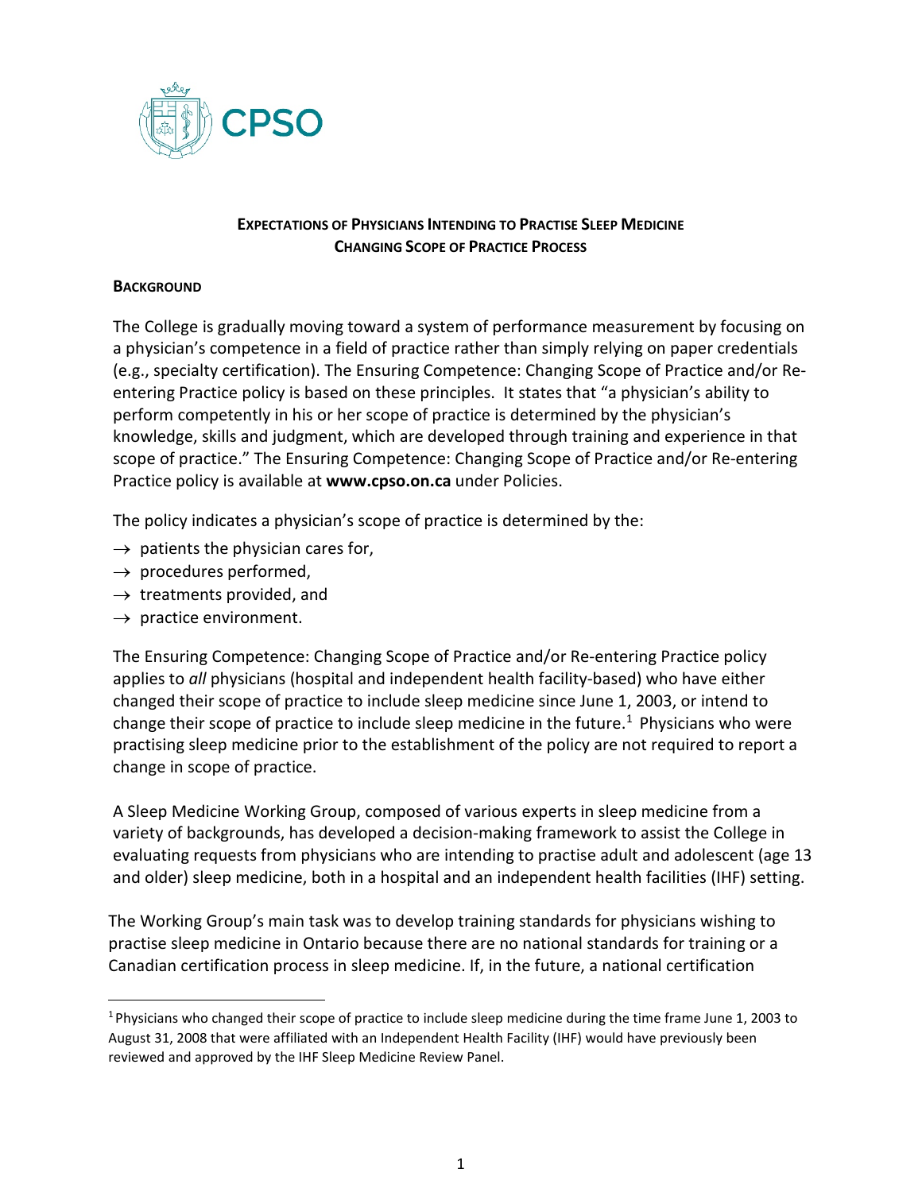# EXPECTATIONS OF PHYSICIANS INTENDING TO PRACTISE SLEEP MEDICINE
## CHANGING SCOPE OF PRACTICE PROCESS

### BACKGROUND

The College is gradually moving toward a system of performance measurement by focusing on a physician's competence in a field of practice rather than simply relying on paper credentials (e.g., specialty certification). The Ensuring Competence: Changing Scope of Practice and/or Re-entering Practice policy is based on these principles. It states that "a physician's ability to perform competently in his or her scope of practice is determined by the physician's knowledge, skills and judgment, which are developed through training and experience in that scope of practice." The Ensuring Competence: Changing Scope of Practice and/or Re-entering Practice policy is available at **www.cpso.on.ca** under Policies.

The policy indicates a physician's scope of practice is determined by the:

- → patients the physician cares for,
- → procedures performed,
- → treatments provided, and
- → practice environment.

The Ensuring Competence: Changing Scope of Practice and/or Re-entering Practice policy applies to *all* physicians (hospital and independent health facility-based) who have either changed their scope of practice to include sleep medicine since June 1, 2003, or intend to change their scope of practice to include sleep medicine in the future.[1] Physicians who were practising sleep medicine prior to the establishment of the policy are not required to report a change in scope of practice.

A Sleep Medicine Working Group, composed of various experts in sleep medicine from a variety of backgrounds, has developed a decision-making framework to assist the College in evaluating requests from physicians who are intending to practise adult and adolescent (age 13 and older) sleep medicine, both in a hospital and an independent health facilities (IHF) setting.

The Working Group's main task was to develop training standards for physicians wishing to practise sleep medicine in Ontario because there are no national standards for training or a Canadian certification process in sleep medicine. If, in the future, a national certification

[1] Physicians who changed their scope of practice to include sleep medicine during the time frame June 1, 2003 to August 31, 2008 that were affiliated with an Independent Health Facility (IHF) would have previously been reviewed and approved by the IHF Sleep Medicine Review Panel.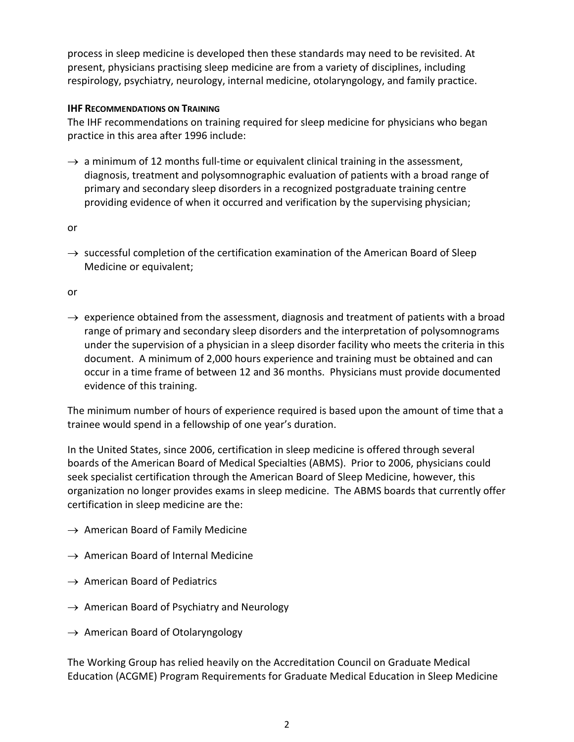process in sleep medicine is developed then these standards may need to be revisited. At present, physicians practising sleep medicine are from a variety of disciplines, including respirology, psychiatry, neurology, internal medicine, otolaryngology, and family practice.

### IHF Recommendations on Training

The IHF recommendations on training required for sleep medicine for physicians who began practice in this area after 1996 include:

→ a minimum of 12 months full-time or equivalent clinical training in the assessment, diagnosis, treatment and polysomnographic evaluation of patients with a broad range of primary and secondary sleep disorders in a recognized postgraduate training centre providing evidence of when it occurred and verification by the supervising physician;

or

→ successful completion of the certification examination of the American Board of Sleep Medicine or equivalent;

or

→ experience obtained from the assessment, diagnosis and treatment of patients with a broad range of primary and secondary sleep disorders and the interpretation of polysomnograms under the supervision of a physician in a sleep disorder facility who meets the criteria in this document. A minimum of 2,000 hours experience and training must be obtained and can occur in a time frame of between 12 and 36 months. Physicians must provide documented evidence of this training.

The minimum number of hours of experience required is based upon the amount of time that a trainee would spend in a fellowship of one year's duration.

In the United States, since 2006, certification in sleep medicine is offered through several boards of the American Board of Medical Specialties (ABMS). Prior to 2006, physicians could seek specialist certification through the American Board of Sleep Medicine, however, this organization no longer provides exams in sleep medicine. The ABMS boards that currently offer certification in sleep medicine are the:

→ American Board of Family Medicine

→ American Board of Internal Medicine

→ American Board of Pediatrics

→ American Board of Psychiatry and Neurology

→ American Board of Otolaryngology

The Working Group has relied heavily on the Accreditation Council on Graduate Medical Education (ACGME) Program Requirements for Graduate Medical Education in Sleep Medicine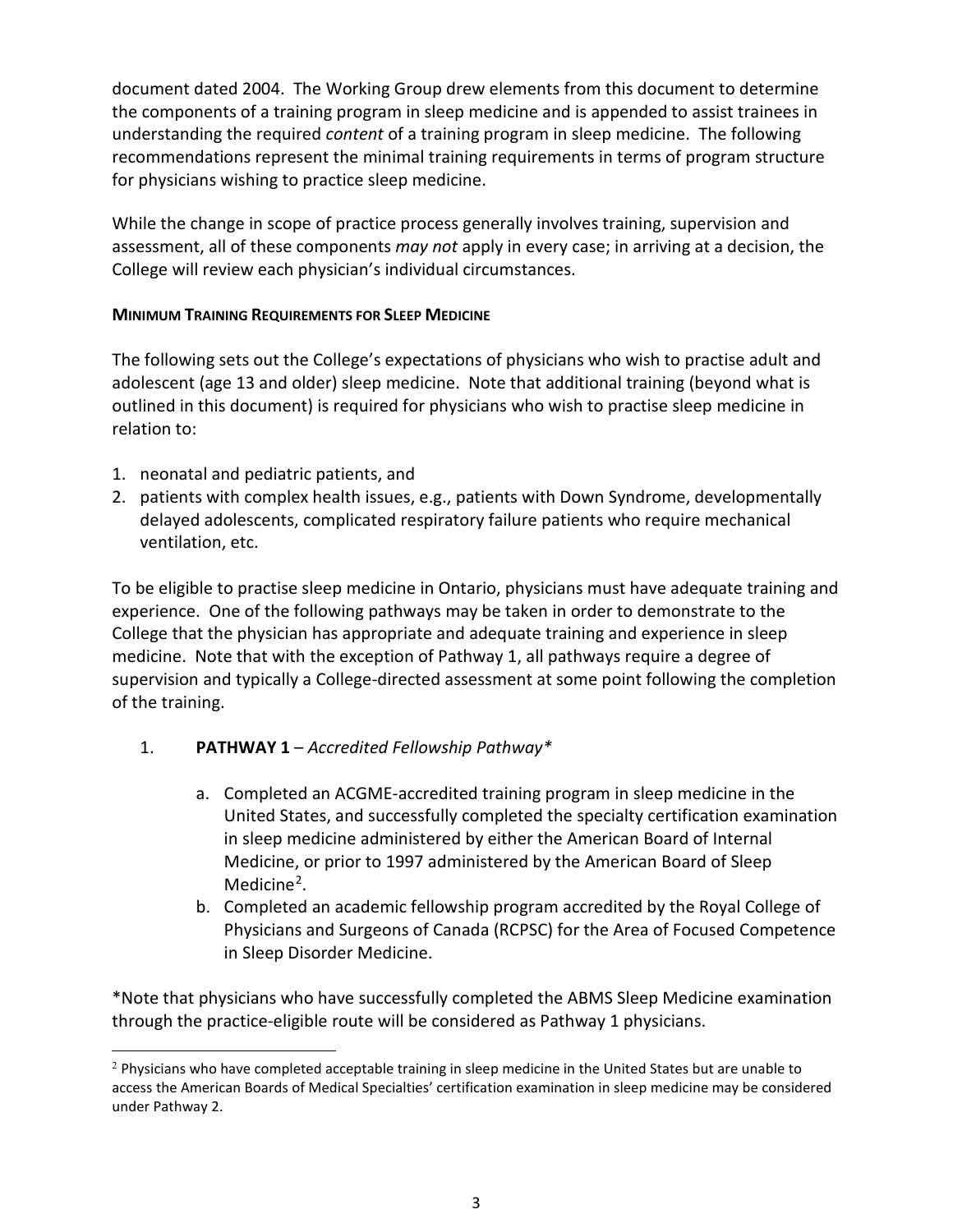document dated 2004. The Working Group drew elements from this document to determine the components of a training program in sleep medicine and is appended to assist trainees in understanding the required *content* of a training program in sleep medicine. The following recommendations represent the minimal training requirements in terms of program structure for physicians wishing to practice sleep medicine.

While the change in scope of practice process generally involves training, supervision and assessment, all of these components *may not* apply in every case; in arriving at a decision, the College will review each physician's individual circumstances.

**MINIMUM TRAINING REQUIREMENTS FOR SLEEP MEDICINE**

The following sets out the College's expectations of physicians who wish to practise adult and adolescent (age 13 and older) sleep medicine. Note that additional training (beyond what is outlined in this document) is required for physicians who wish to practise sleep medicine in relation to:

1. neonatal and pediatric patients, and
2. patients with complex health issues, e.g., patients with Down Syndrome, developmentally delayed adolescents, complicated respiratory failure patients who require mechanical ventilation, etc.

To be eligible to practise sleep medicine in Ontario, physicians must have adequate training and experience. One of the following pathways may be taken in order to demonstrate to the College that the physician has appropriate and adequate training and experience in sleep medicine. Note that with the exception of Pathway 1, all pathways require a degree of supervision and typically a College-directed assessment at some point following the completion of the training.

1. **PATHWAY 1** – *Accredited Fellowship Pathway**

   a. Completed an ACGME-accredited training program in sleep medicine in the United States, and successfully completed the specialty certification examination in sleep medicine administered by either the American Board of Internal Medicine, or prior to 1997 administered by the American Board of Sleep Medicine[2].
   
   b. Completed an academic fellowship program accredited by the Royal College of Physicians and Surgeons of Canada (RCPSC) for the Area of Focused Competence in Sleep Disorder Medicine.

*Note that physicians who have successfully completed the ABMS Sleep Medicine examination through the practice-eligible route will be considered as Pathway 1 physicians.

---

[2] Physicians who have completed acceptable training in sleep medicine in the United States but are unable to access the American Boards of Medical Specialties' certification examination in sleep medicine may be considered under Pathway 2.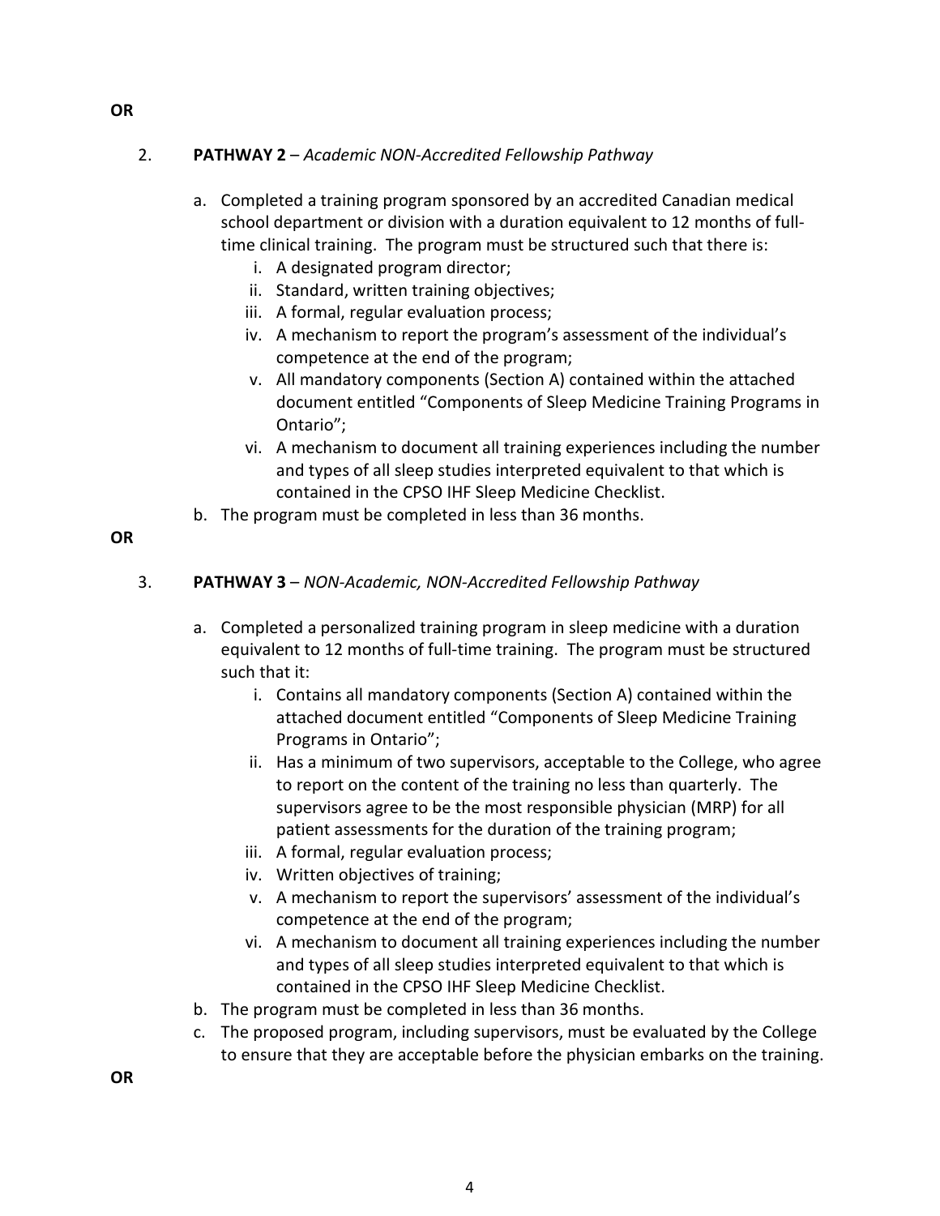**OR**

2. **PATHWAY 2** – *Academic NON-Accredited Fellowship Pathway*

    a. Completed a training program sponsored by an accredited Canadian medical school department or division with a duration equivalent to 12 months of full-time clinical training. The program must be structured such that there is:
        i. A designated program director;
        ii. Standard, written training objectives;
        iii. A formal, regular evaluation process;
        iv. A mechanism to report the program's assessment of the individual's competence at the end of the program;
        v. All mandatory components (Section A) contained within the attached document entitled "Components of Sleep Medicine Training Programs in Ontario";
        vi. A mechanism to document all training experiences including the number and types of all sleep studies interpreted equivalent to that which is contained in the CPSO IHF Sleep Medicine Checklist.

    b. The program must be completed in less than 36 months.

**OR**

3. **PATHWAY 3** – *NON-Academic, NON-Accredited Fellowship Pathway*

    a. Completed a personalized training program in sleep medicine with a duration equivalent to 12 months of full-time training. The program must be structured such that it:
        i. Contains all mandatory components (Section A) contained within the attached document entitled "Components of Sleep Medicine Training Programs in Ontario";
        ii. Has a minimum of two supervisors, acceptable to the College, who agree to report on the content of the training no less than quarterly. The supervisors agree to be the most responsible physician (MRP) for all patient assessments for the duration of the training program;
        iii. A formal, regular evaluation process;
        iv. Written objectives of training;
        v. A mechanism to report the supervisors' assessment of the individual's competence at the end of the program;
        vi. A mechanism to document all training experiences including the number and types of all sleep studies interpreted equivalent to that which is contained in the CPSO IHF Sleep Medicine Checklist.

    b. The program must be completed in less than 36 months.

    c. The proposed program, including supervisors, must be evaluated by the College to ensure that they are acceptable before the physician embarks on the training.

**OR**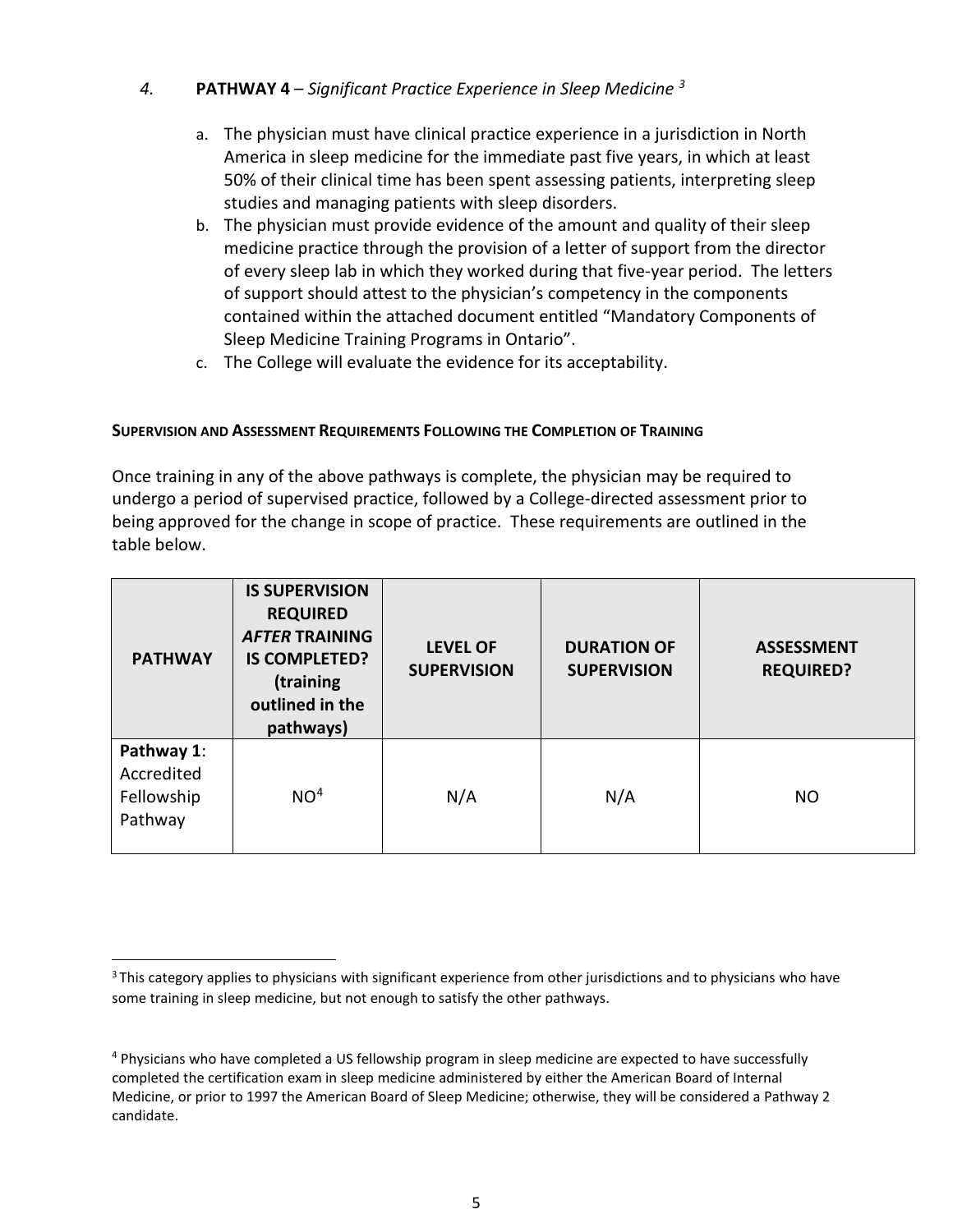4. **PATHWAY 4** – *Significant Practice Experience in Sleep Medicine* [3]

    a. The physician must have clinical practice experience in a jurisdiction in North America in sleep medicine for the immediate past five years, in which at least 50% of their clinical time has been spent assessing patients, interpreting sleep studies and managing patients with sleep disorders.
    b. The physician must provide evidence of the amount and quality of their sleep medicine practice through the provision of a letter of support from the director of every sleep lab in which they worked during that five-year period. The letters of support should attest to the physician's competency in the components contained within the attached document entitled "Mandatory Components of Sleep Medicine Training Programs in Ontario".
    c. The College will evaluate the evidence for its acceptability.

**SUPERVISION AND ASSESSMENT REQUIREMENTS FOLLOWING THE COMPLETION OF TRAINING**

Once training in any of the above pathways is complete, the physician may be required to undergo a period of supervised practice, followed by a College-directed assessment prior to being approved for the change in scope of practice. These requirements are outlined in the table below.

| PATHWAY | IS SUPERVISION REQUIRED ***AFTER*** TRAINING IS COMPLETED? (training outlined in the pathways) | LEVEL OF SUPERVISION | DURATION OF SUPERVISION | ASSESSMENT REQUIRED? |
|---|---|---|---|---|
| **Pathway 1**: Accredited Fellowship Pathway | NO[4] | N/A | N/A | NO |

[3] This category applies to physicians with significant experience from other jurisdictions and to physicians who have some training in sleep medicine, but not enough to satisfy the other pathways.

[4] Physicians who have completed a US fellowship program in sleep medicine are expected to have successfully completed the certification exam in sleep medicine administered by either the American Board of Internal Medicine, or prior to 1997 the American Board of Sleep Medicine; otherwise, they will be considered a Pathway 2 candidate.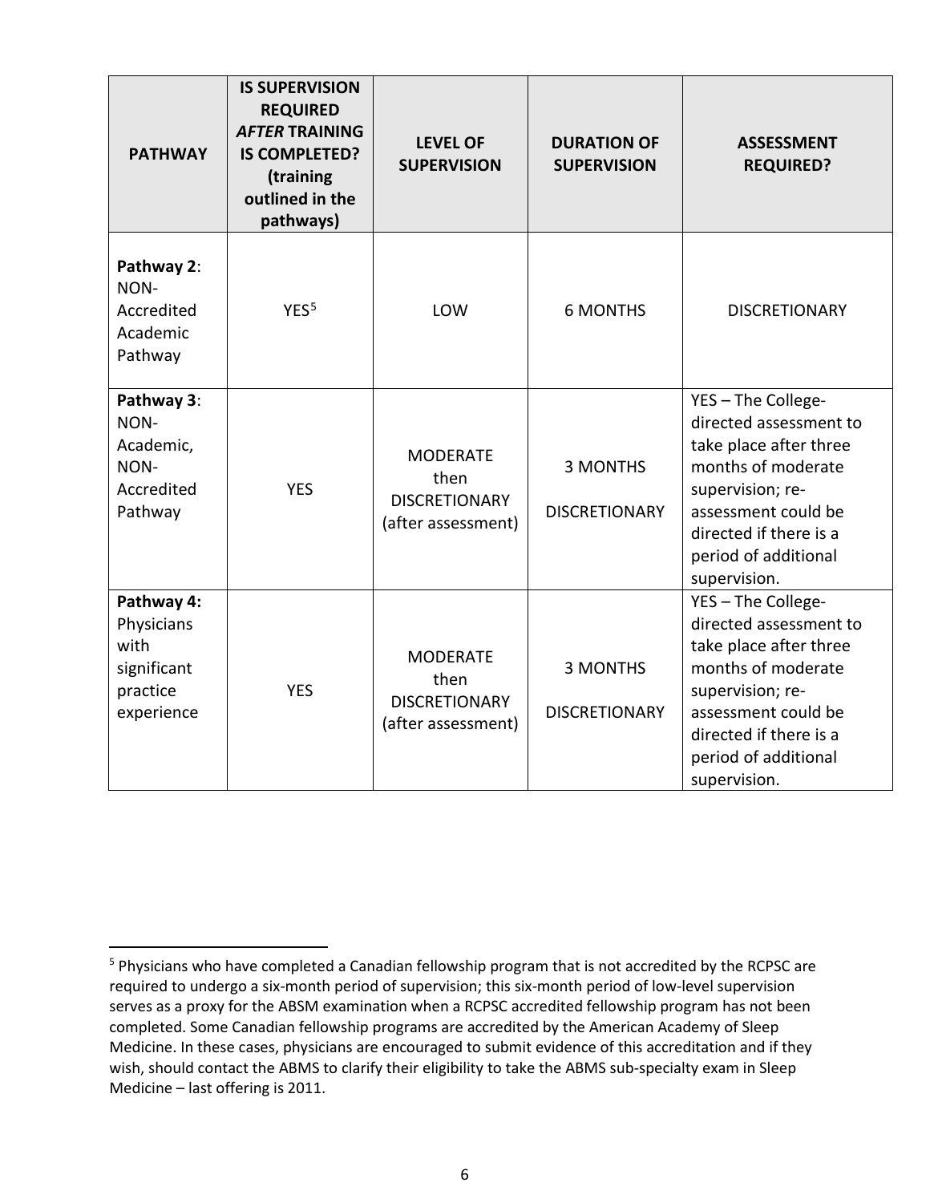| PATHWAY | IS SUPERVISION REQUIRED *AFTER* TRAINING IS COMPLETED? (training outlined in the pathways) | LEVEL OF SUPERVISION | DURATION OF SUPERVISION | ASSESSMENT REQUIRED? |
|---|---|---|---|---|
| **Pathway 2**: NON-Accredited Academic Pathway | YES[5] | LOW | 6 MONTHS | DISCRETIONARY |
| **Pathway 3**: NON-Academic, NON-Accredited Pathway | YES | MODERATE then DISCRETIONARY (after assessment) | 3 MONTHS DISCRETIONARY | YES – The College-directed assessment to take place after three months of moderate supervision; re-assessment could be directed if there is a period of additional supervision. |
| **Pathway 4:** Physicians with significant practice experience | YES | MODERATE then DISCRETIONARY (after assessment) | 3 MONTHS DISCRETIONARY | YES – The College-directed assessment to take place after three months of moderate supervision; re-assessment could be directed if there is a period of additional supervision. |

[5] Physicians who have completed a Canadian fellowship program that is not accredited by the RCPSC are required to undergo a six-month period of supervision; this six-month period of low-level supervision serves as a proxy for the ABSM examination when a RCPSC accredited fellowship program has not been completed. Some Canadian fellowship programs are accredited by the American Academy of Sleep Medicine. In these cases, physicians are encouraged to submit evidence of this accreditation and if they wish, should contact the ABMS to clarify their eligibility to take the ABMS sub-specialty exam in Sleep Medicine – last offering is 2011.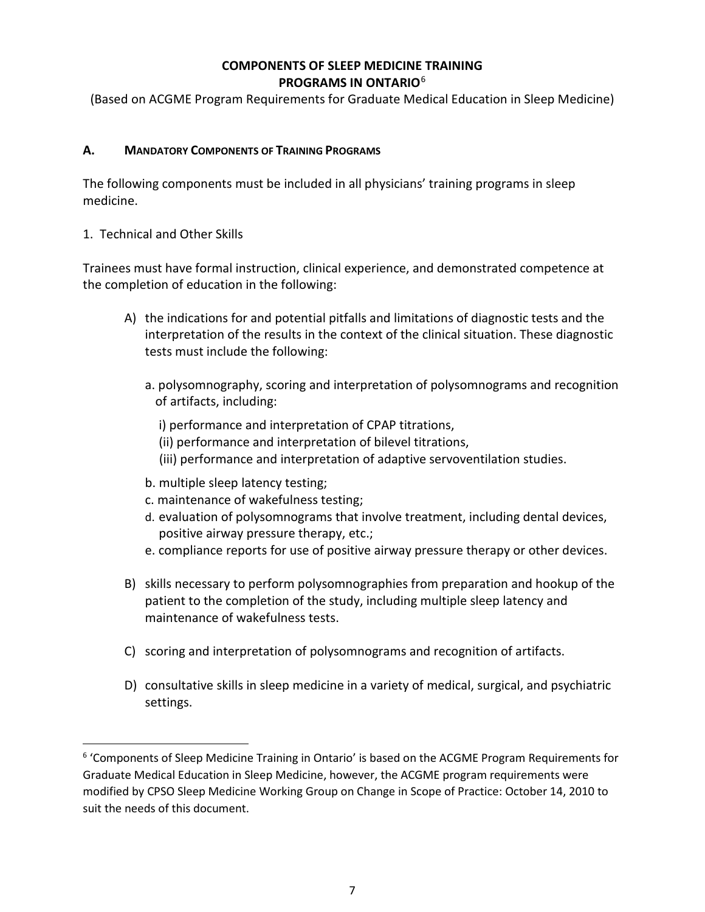# COMPONENTS OF SLEEP MEDICINE TRAINING PROGRAMS IN ONTARIO[6]

(Based on ACGME Program Requirements for Graduate Medical Education in Sleep Medicine)

## A. MANDATORY COMPONENTS OF TRAINING PROGRAMS

The following components must be included in all physicians' training programs in sleep medicine.

1. Technical and Other Skills

Trainees must have formal instruction, clinical experience, and demonstrated competence at the completion of education in the following:

A) the indications for and potential pitfalls and limitations of diagnostic tests and the interpretation of the results in the context of the clinical situation. These diagnostic tests must include the following:

   a. polysomnography, scoring and interpretation of polysomnograms and recognition of artifacts, including:

      i) performance and interpretation of CPAP titrations,
      (ii) performance and interpretation of bilevel titrations,
      (iii) performance and interpretation of adaptive servoventilation studies.

   b. multiple sleep latency testing;
   c. maintenance of wakefulness testing;
   d. evaluation of polysomnograms that involve treatment, including dental devices, positive airway pressure therapy, etc.;
   e. compliance reports for use of positive airway pressure therapy or other devices.

B) skills necessary to perform polysomnographies from preparation and hookup of the patient to the completion of the study, including multiple sleep latency and maintenance of wakefulness tests.

C) scoring and interpretation of polysomnograms and recognition of artifacts.

D) consultative skills in sleep medicine in a variety of medical, surgical, and psychiatric settings.

---

[6] 'Components of Sleep Medicine Training in Ontario' is based on the ACGME Program Requirements for Graduate Medical Education in Sleep Medicine, however, the ACGME program requirements were modified by CPSO Sleep Medicine Working Group on Change in Scope of Practice: October 14, 2010 to suit the needs of this document.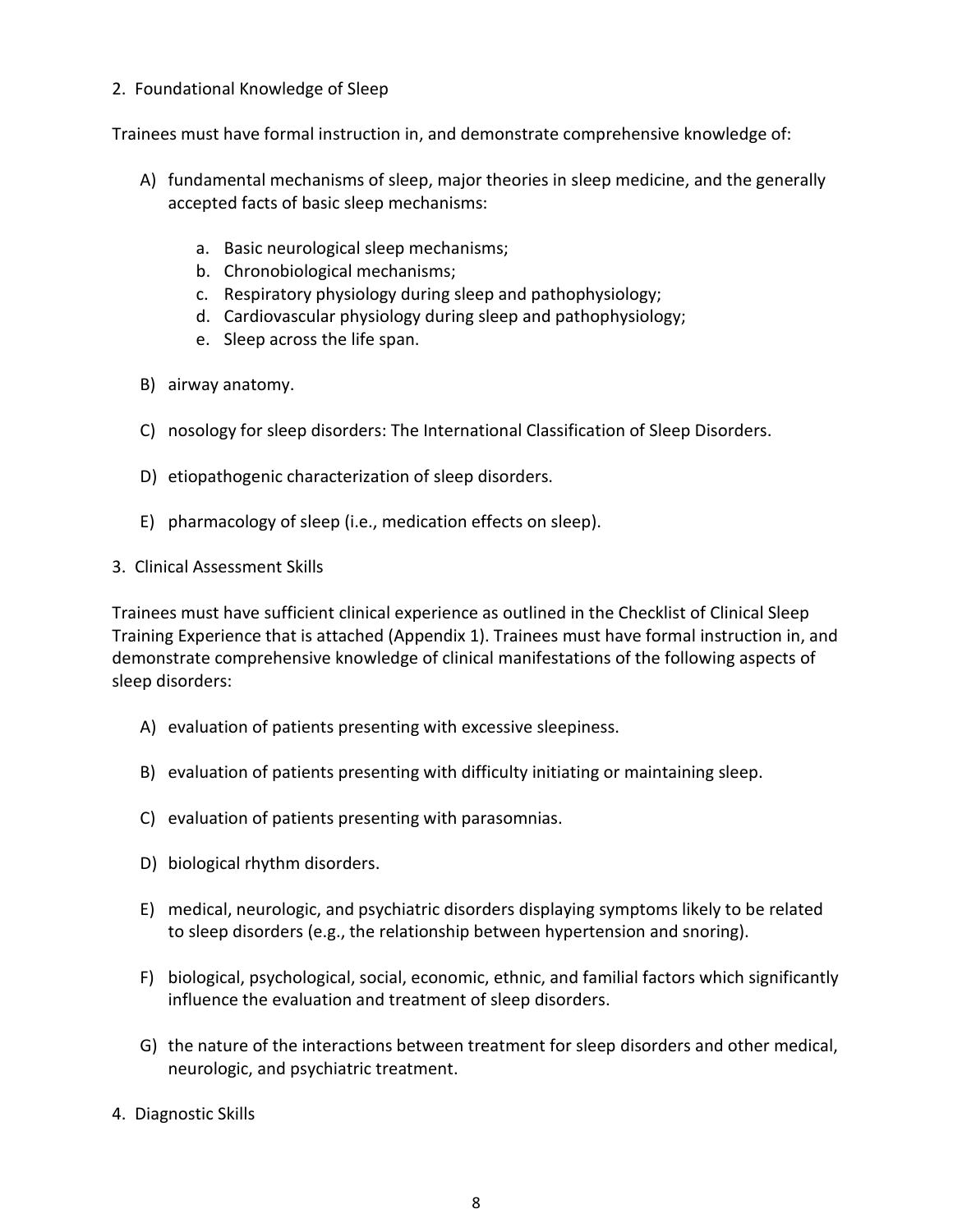## 2. Foundational Knowledge of Sleep

Trainees must have formal instruction in, and demonstrate comprehensive knowledge of:

A) fundamental mechanisms of sleep, major theories in sleep medicine, and the generally accepted facts of basic sleep mechanisms:

   a. Basic neurological sleep mechanisms;
   b. Chronobiological mechanisms;
   c. Respiratory physiology during sleep and pathophysiology;
   d. Cardiovascular physiology during sleep and pathophysiology;
   e. Sleep across the life span.

B) airway anatomy.

C) nosology for sleep disorders: The International Classification of Sleep Disorders.

D) etiopathogenic characterization of sleep disorders.

E) pharmacology of sleep (i.e., medication effects on sleep).

## 3. Clinical Assessment Skills

Trainees must have sufficient clinical experience as outlined in the Checklist of Clinical Sleep Training Experience that is attached (Appendix 1). Trainees must have formal instruction in, and demonstrate comprehensive knowledge of clinical manifestations of the following aspects of sleep disorders:

A) evaluation of patients presenting with excessive sleepiness.

B) evaluation of patients presenting with difficulty initiating or maintaining sleep.

C) evaluation of patients presenting with parasomnias.

D) biological rhythm disorders.

E) medical, neurologic, and psychiatric disorders displaying symptoms likely to be related to sleep disorders (e.g., the relationship between hypertension and snoring).

F) biological, psychological, social, economic, ethnic, and familial factors which significantly influence the evaluation and treatment of sleep disorders.

G) the nature of the interactions between treatment for sleep disorders and other medical, neurologic, and psychiatric treatment.

## 4. Diagnostic Skills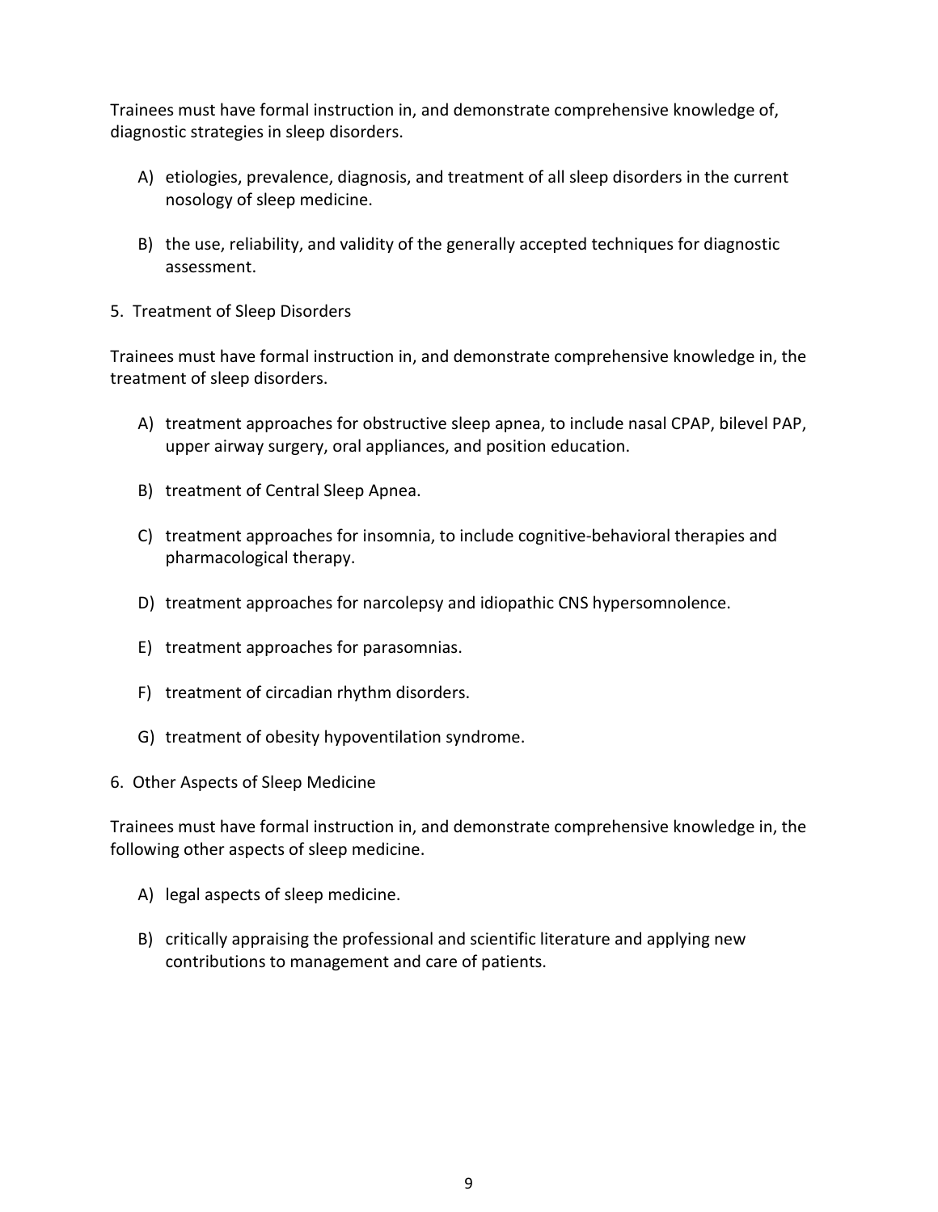Trainees must have formal instruction in, and demonstrate comprehensive knowledge of, diagnostic strategies in sleep disorders.

A) etiologies, prevalence, diagnosis, and treatment of all sleep disorders in the current nosology of sleep medicine.

B) the use, reliability, and validity of the generally accepted techniques for diagnostic assessment.

5. Treatment of Sleep Disorders

Trainees must have formal instruction in, and demonstrate comprehensive knowledge in, the treatment of sleep disorders.

A) treatment approaches for obstructive sleep apnea, to include nasal CPAP, bilevel PAP, upper airway surgery, oral appliances, and position education.

B) treatment of Central Sleep Apnea.

C) treatment approaches for insomnia, to include cognitive-behavioral therapies and pharmacological therapy.

D) treatment approaches for narcolepsy and idiopathic CNS hypersomnolence.

E) treatment approaches for parasomnias.

F) treatment of circadian rhythm disorders.

G) treatment of obesity hypoventilation syndrome.

6. Other Aspects of Sleep Medicine

Trainees must have formal instruction in, and demonstrate comprehensive knowledge in, the following other aspects of sleep medicine.

A) legal aspects of sleep medicine.

B) critically appraising the professional and scientific literature and applying new contributions to management and care of patients.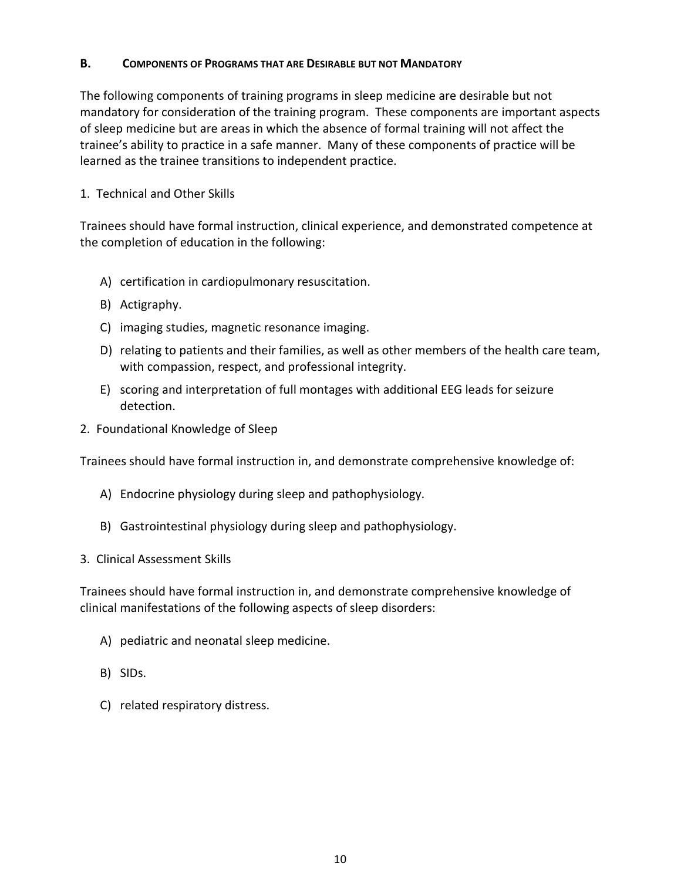## B. Components of Programs that are Desirable but not Mandatory

The following components of training programs in sleep medicine are desirable but not mandatory for consideration of the training program. These components are important aspects of sleep medicine but are areas in which the absence of formal training will not affect the trainee's ability to practice in a safe manner. Many of these components of practice will be learned as the trainee transitions to independent practice.

1. Technical and Other Skills

Trainees should have formal instruction, clinical experience, and demonstrated competence at the completion of education in the following:

- A) certification in cardiopulmonary resuscitation.
- B) Actigraphy.
- C) imaging studies, magnetic resonance imaging.
- D) relating to patients and their families, as well as other members of the health care team, with compassion, respect, and professional integrity.
- E) scoring and interpretation of full montages with additional EEG leads for seizure detection.

2. Foundational Knowledge of Sleep

Trainees should have formal instruction in, and demonstrate comprehensive knowledge of:

- A) Endocrine physiology during sleep and pathophysiology.
- B) Gastrointestinal physiology during sleep and pathophysiology.

3. Clinical Assessment Skills

Trainees should have formal instruction in, and demonstrate comprehensive knowledge of clinical manifestations of the following aspects of sleep disorders:

- A) pediatric and neonatal sleep medicine.
- B) SIDs.
- C) related respiratory distress.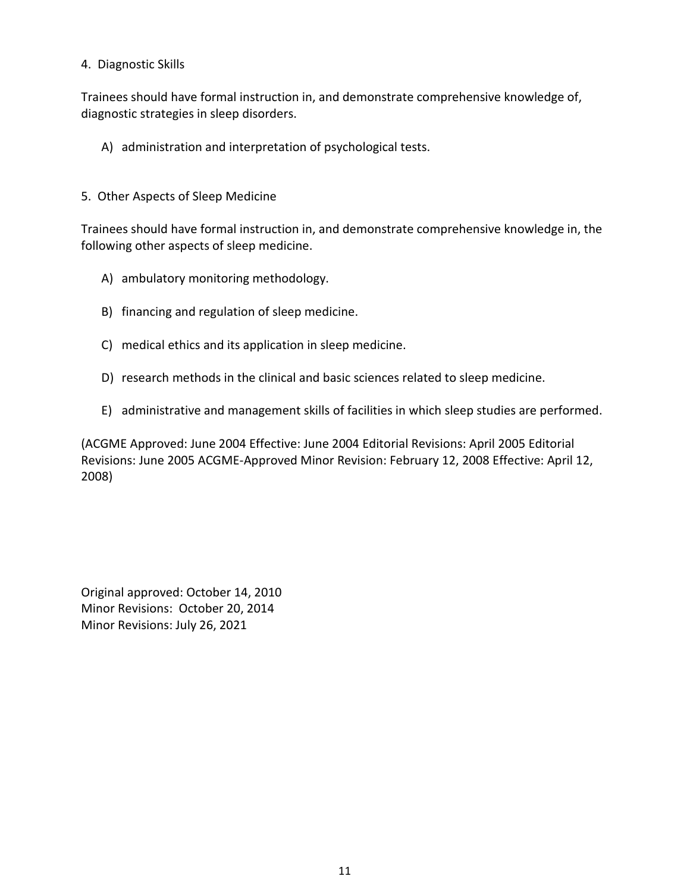4. Diagnostic Skills

Trainees should have formal instruction in, and demonstrate comprehensive knowledge of, diagnostic strategies in sleep disorders.

A) administration and interpretation of psychological tests.

5. Other Aspects of Sleep Medicine

Trainees should have formal instruction in, and demonstrate comprehensive knowledge in, the following other aspects of sleep medicine.

A) ambulatory monitoring methodology.

B) financing and regulation of sleep medicine.

C) medical ethics and its application in sleep medicine.

D) research methods in the clinical and basic sciences related to sleep medicine.

E) administrative and management skills of facilities in which sleep studies are performed.

(ACGME Approved: June 2004 Effective: June 2004 Editorial Revisions: April 2005 Editorial Revisions: June 2005 ACGME-Approved Minor Revision: February 12, 2008 Effective: April 12, 2008)

Original approved: October 14, 2010
Minor Revisions: October 20, 2014
Minor Revisions: July 26, 2021